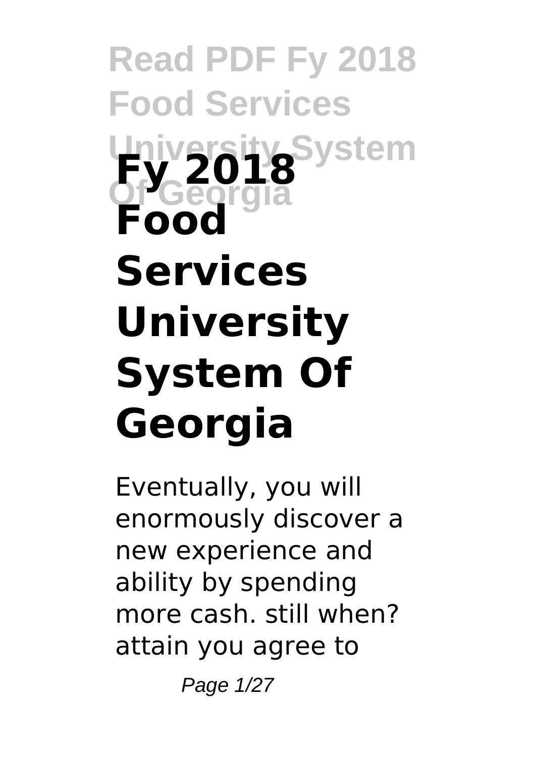# Fy 2018 Food Services University System Of Georgia

Eventually, you will enormously discover a new experience and ability by spending more cash. still when? attain you agree to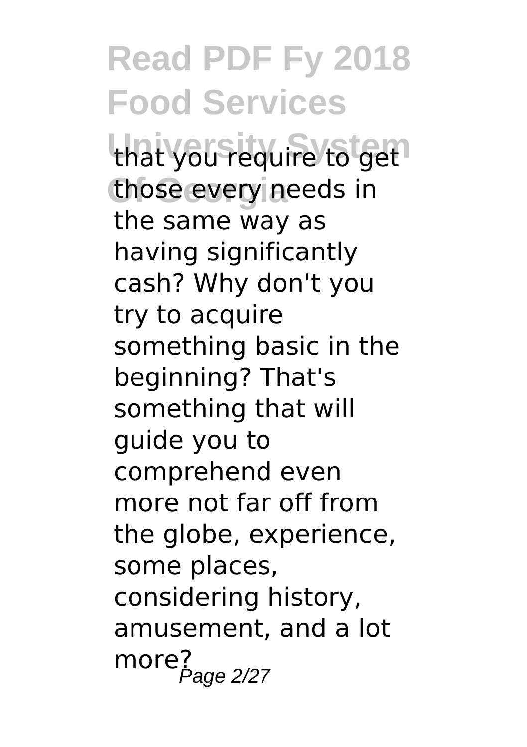that you require to get those every needs in the same way as having significantly cash? Why don't you try to acquire something basic in the beginning? That's something that will guide you to comprehend even more not far off from the globe, experience, some places, considering history, amusement, and a lot more?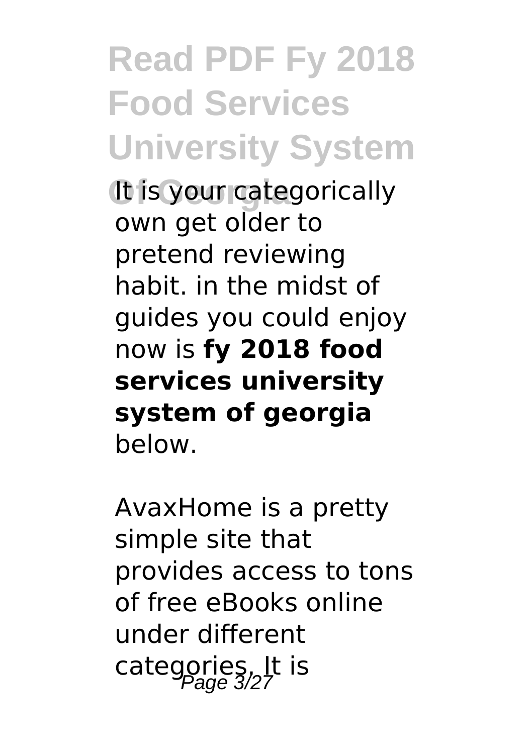It is your categorically own get older to pretend reviewing habit. in the midst of guides you could enjoy now is **fy 2018 food services university system of georgia** below.

AvaxHome is a pretty simple site that provides access to tons of free eBooks online under different categories. It is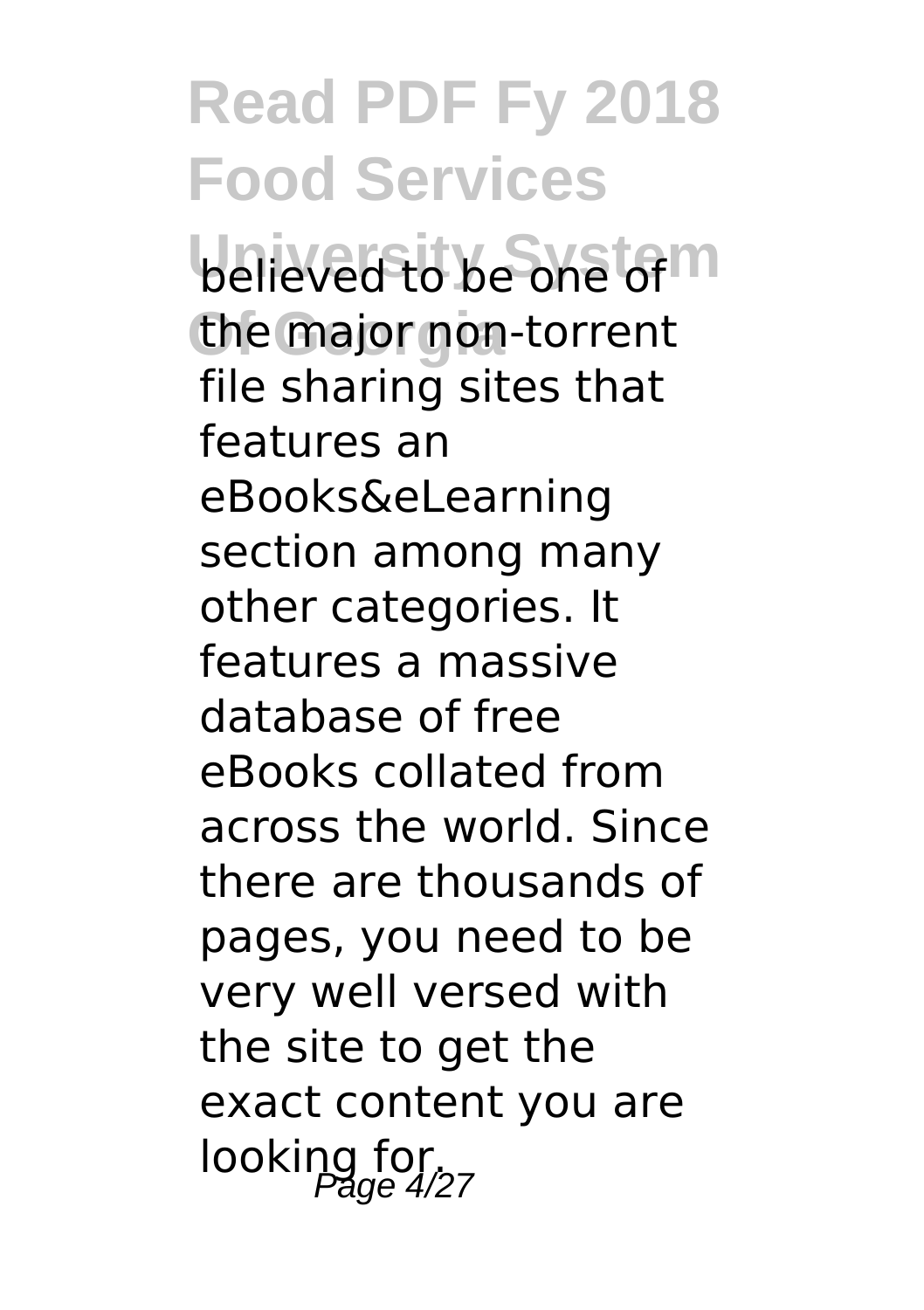believed to be one of the major non-torrent file sharing sites that features an eBooks&eLearning section among many other categories. It features a massive database of free eBooks collated from across the world. Since there are thousands of pages, you need to be very well versed with the site to get the exact content you are looking for.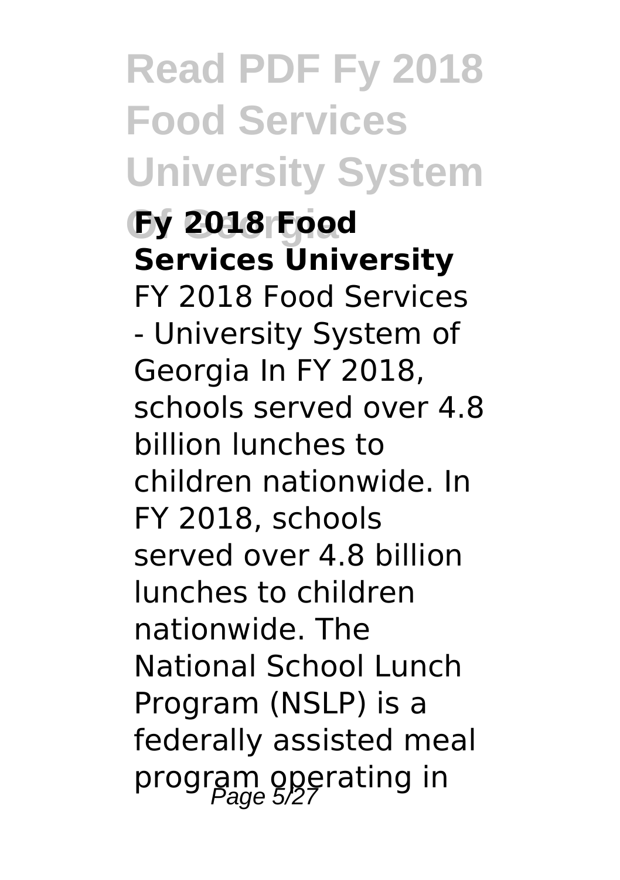**Fy 2018 Food Services University**

FY 2018 Food Services - University System of Georgia In FY 2018, schools served over 4.8 billion lunches to children nationwide. In FY 2018, schools served over 4.8 billion lunches to children nationwide. The National School Lunch Program (NSLP) is a federally assisted meal program operating in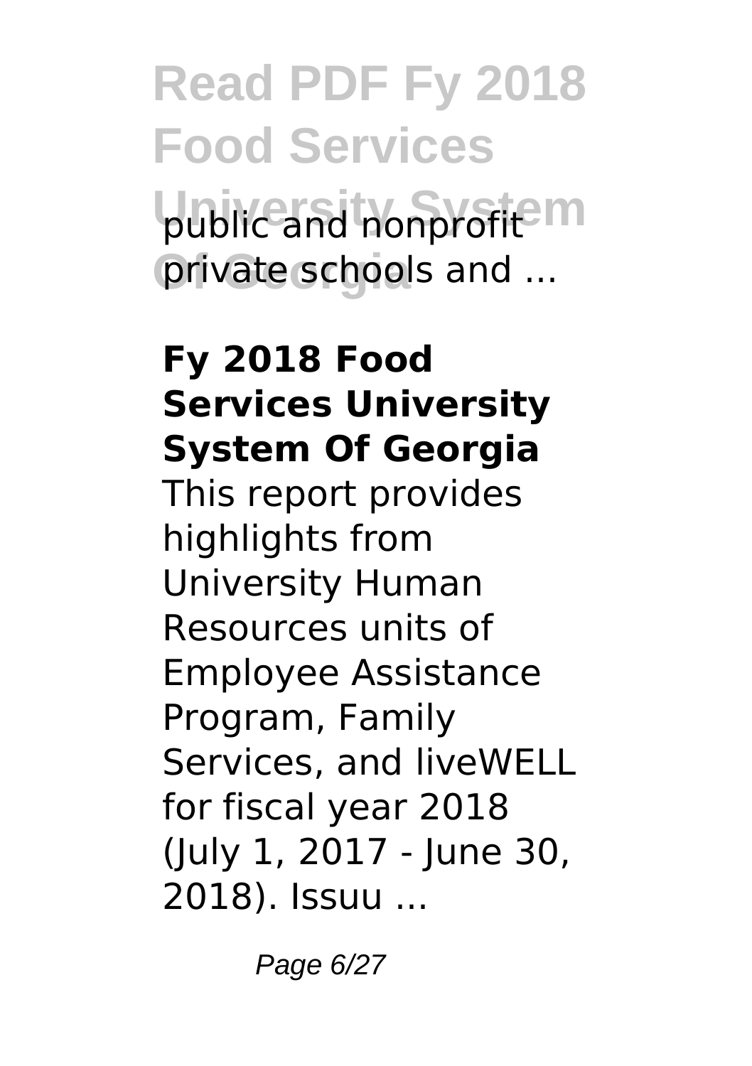public and nonprofit private schools and ...

**Fy 2018 Food Services University System Of Georgia**

This report provides highlights from University Human Resources units of Employee Assistance Program, Family Services, and liveWELL for fiscal year 2018 (July 1, 2017 - June 30, 2018). Issuu ...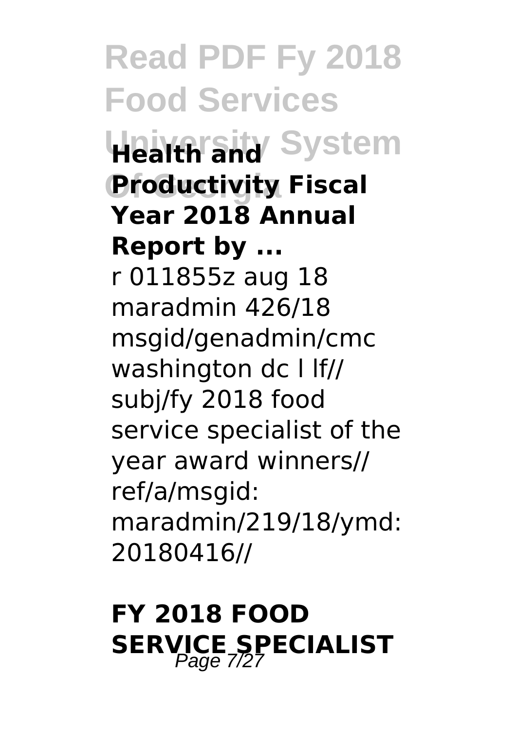**Health and Productivity Fiscal Year 2018 Annual Report by ...**

r 011855z aug 18 maradmin 426/18 msgid/genadmin/cmc washington dc l lf// subj/fy 2018 food service specialist of the year award winners// ref/a/msgid: maradmin/219/18/ymd: 20180416//

## FY 2018 FOOD SERVICE SPECIALIST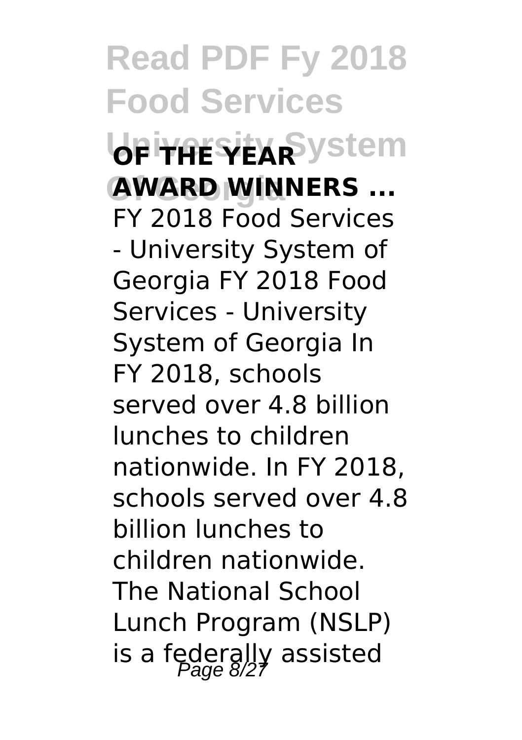**OF THE YEAR AWARD WINNERS ...**

FY 2018 Food Services - University System of Georgia FY 2018 Food Services - University System of Georgia In FY 2018, schools served over 4.8 billion lunches to children nationwide. In FY 2018, schools served over 4.8 billion lunches to children nationwide. The National School Lunch Program (NSLP) is a federally assisted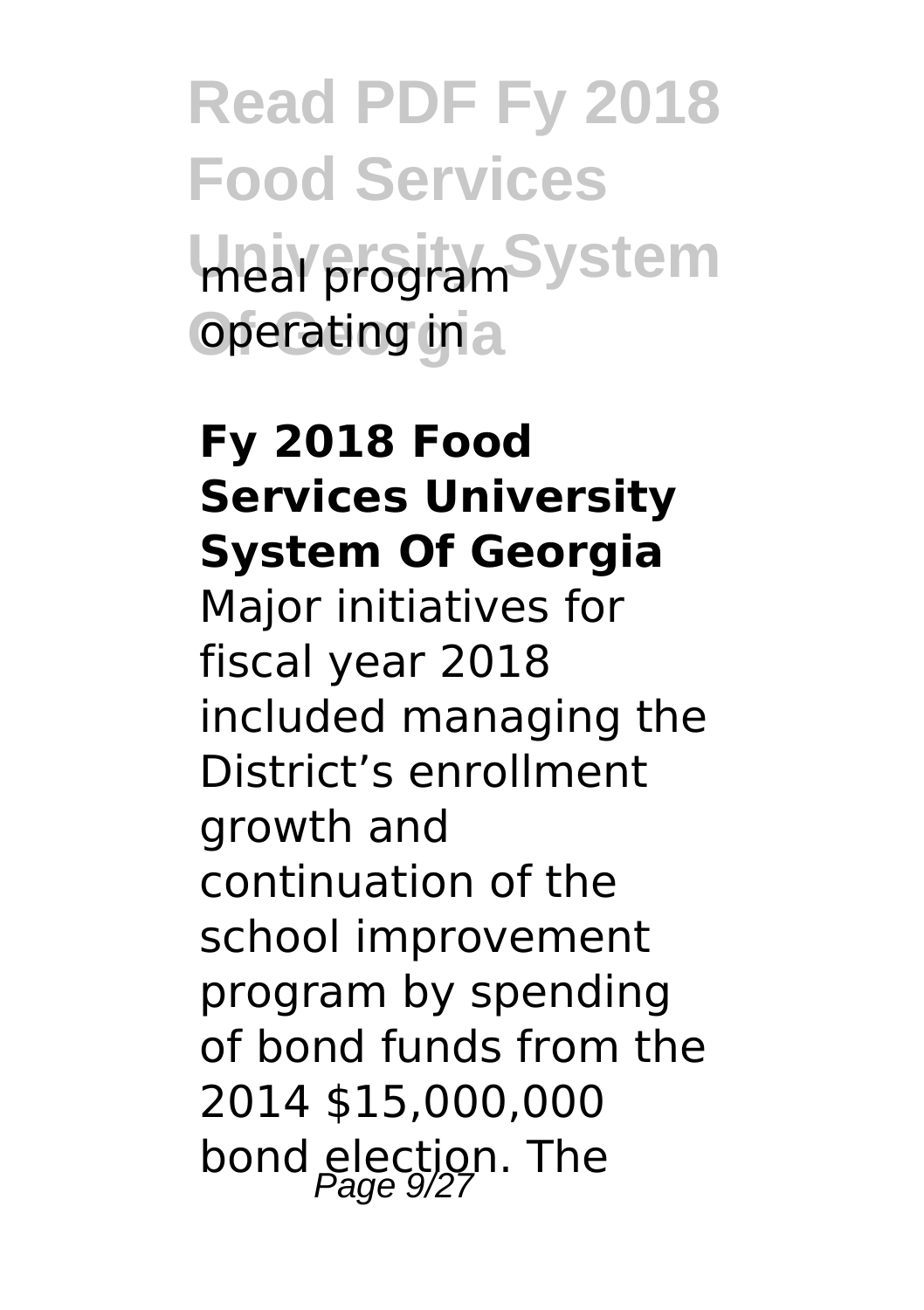# Read PDF Fy 2018 Food Services University System Of Georgia

meal program operating in a

### Fy 2018 Food Services University System Of Georgia

Major initiatives for fiscal year 2018 included managing the District's enrollment growth and continuation of the school improvement program by spending of bond funds from the 2014 $15,000,000 bond election. The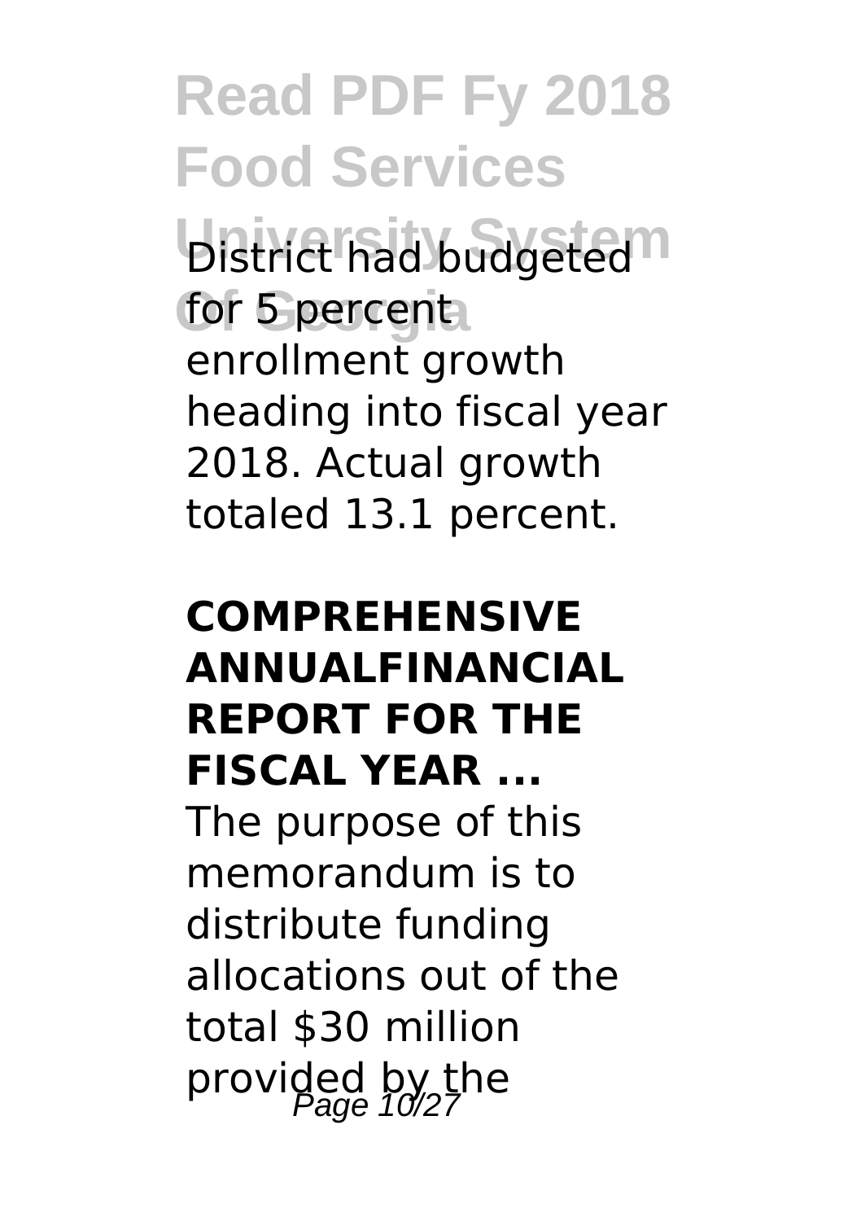District had budgeted for 5 percent enrollment growth heading into fiscal year 2018. Actual growth totaled 13.1 percent.

## COMPREHENSIVE ANNUALFINANCIAL REPORT FOR THE FISCAL YEAR ...

The purpose of this memorandum is to distribute funding allocations out of the total $30 million provided by the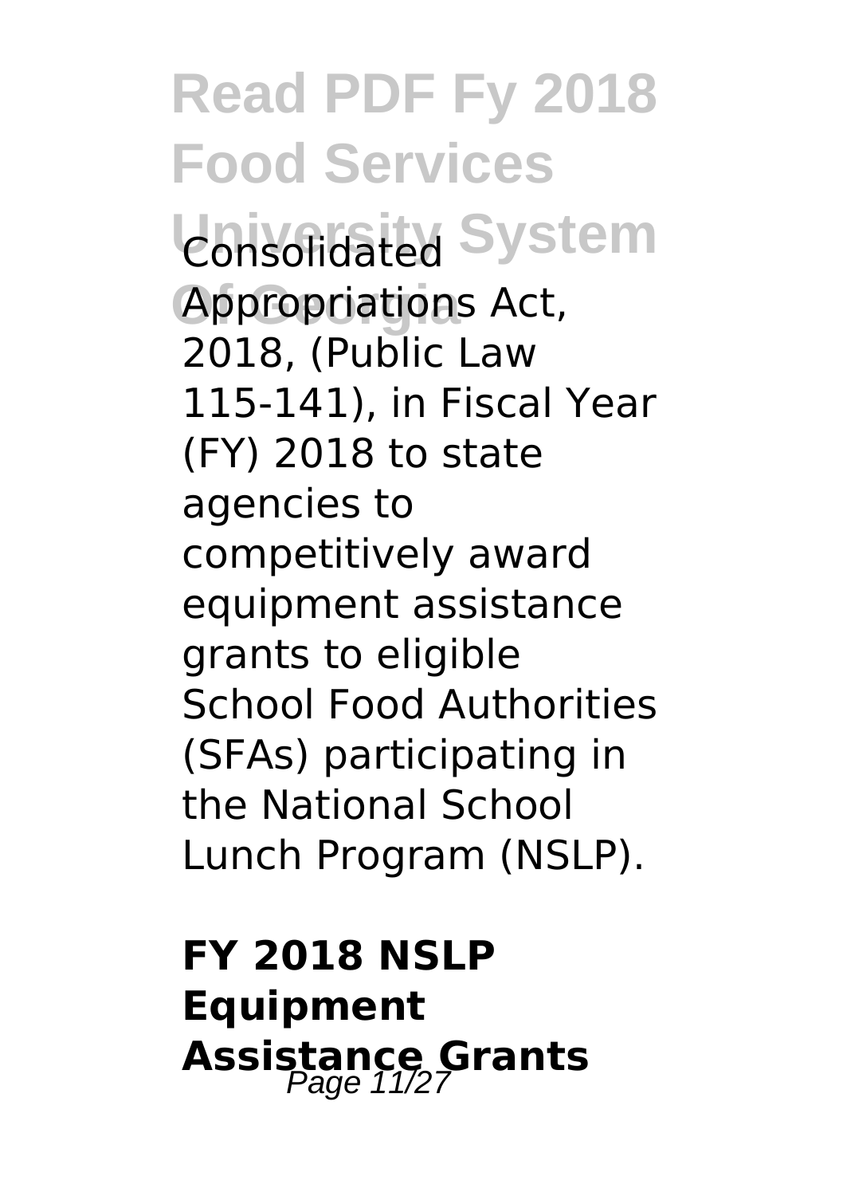Consolidated Appropriations Act, 2018, (Public Law 115-141), in Fiscal Year (FY) 2018 to state agencies to competitively award equipment assistance grants to eligible School Food Authorities (SFAs) participating in the National School Lunch Program (NSLP).

**FY 2018 NSLP Equipment Assistance Grants**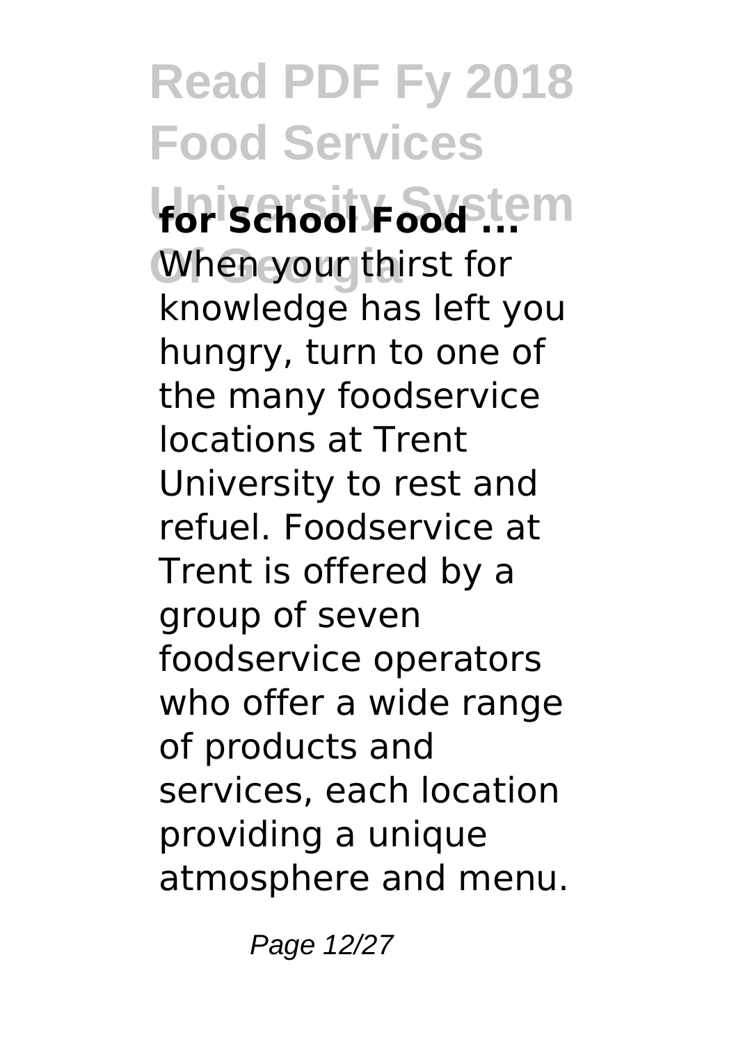**for School Food ...**

When your thirst for knowledge has left you hungry, turn to one of the many foodservice locations at Trent University to rest and refuel. Foodservice at Trent is offered by a group of seven foodservice operators who offer a wide range of products and services, each location providing a unique atmosphere and menu.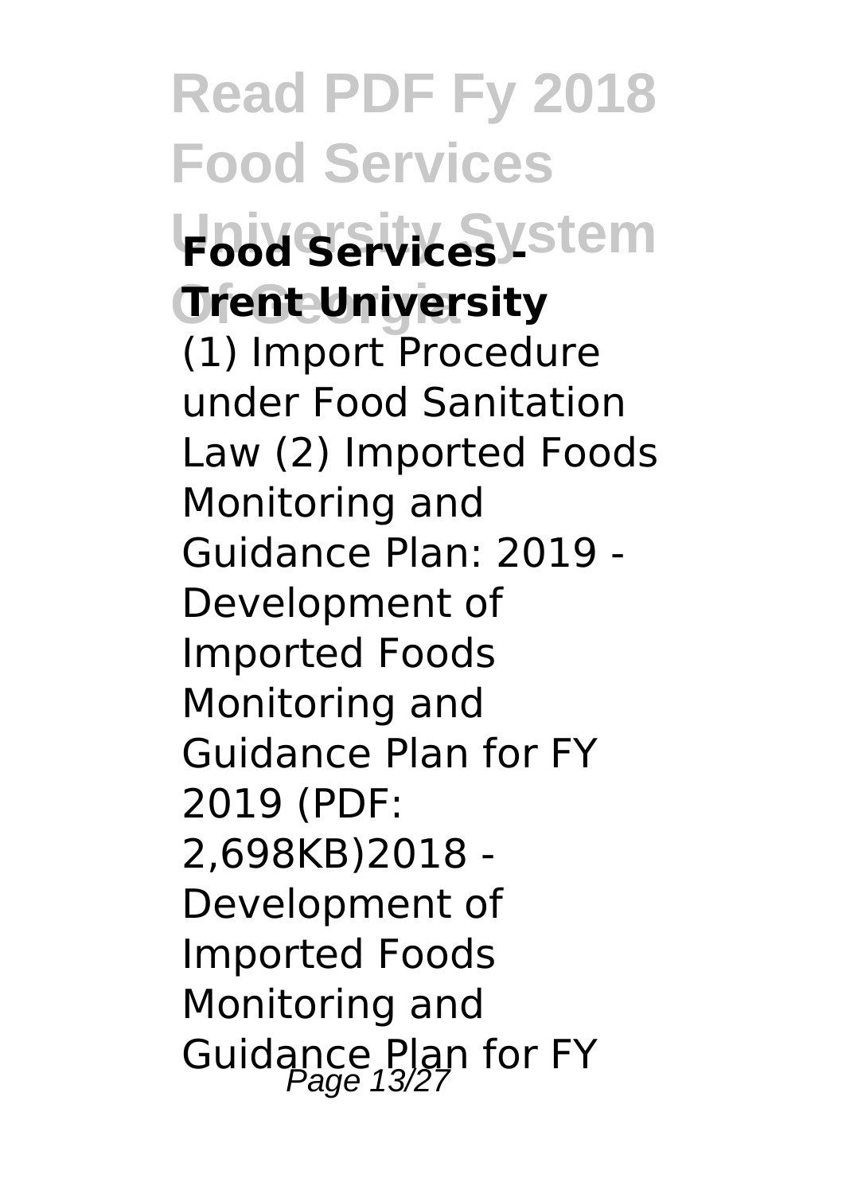**Food Services - Trent University**

(1) Import Procedure under Food Sanitation Law (2) Imported Foods Monitoring and Guidance Plan: 2019 - Development of Imported Foods Monitoring and Guidance Plan for FY 2019 (PDF: 2,698KB)2018 - Development of Imported Foods Monitoring and Guidance Plan for FY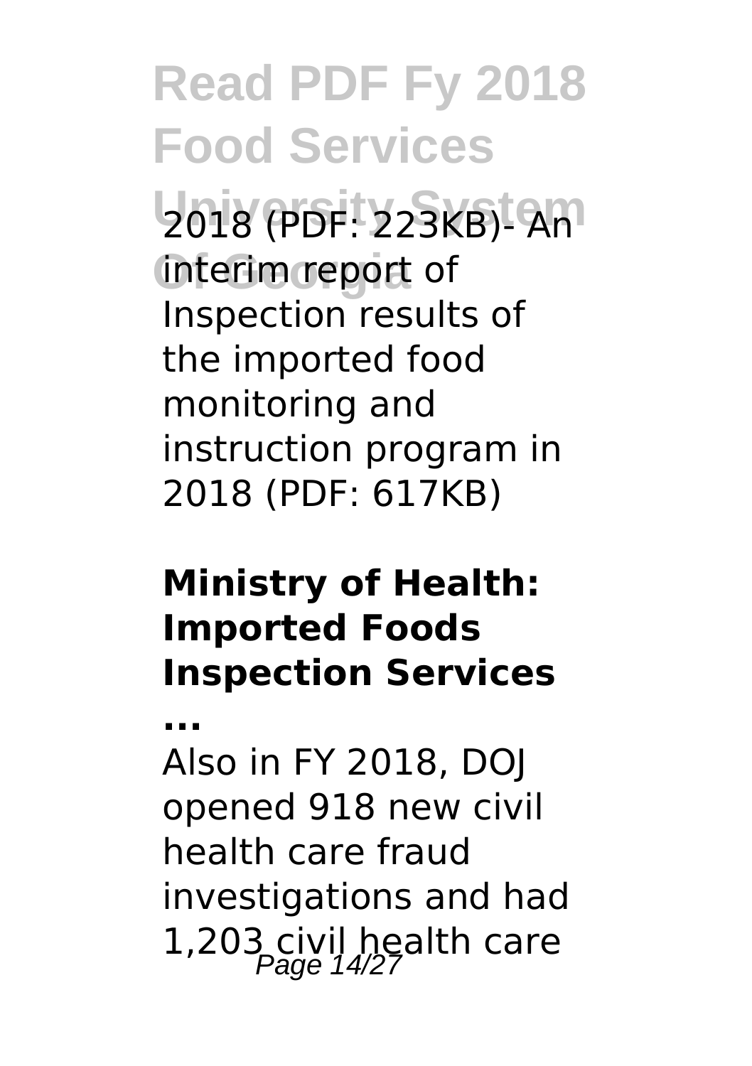2018 (PDF: 223KB)- An interim report of Inspection results of the imported food monitoring and instruction program in 2018 (PDF: 617KB)

**Ministry of Health: Imported Foods Inspection Services ...**

Also in FY 2018, DOJ opened 918 new civil health care fraud investigations and had 1,203 civil health care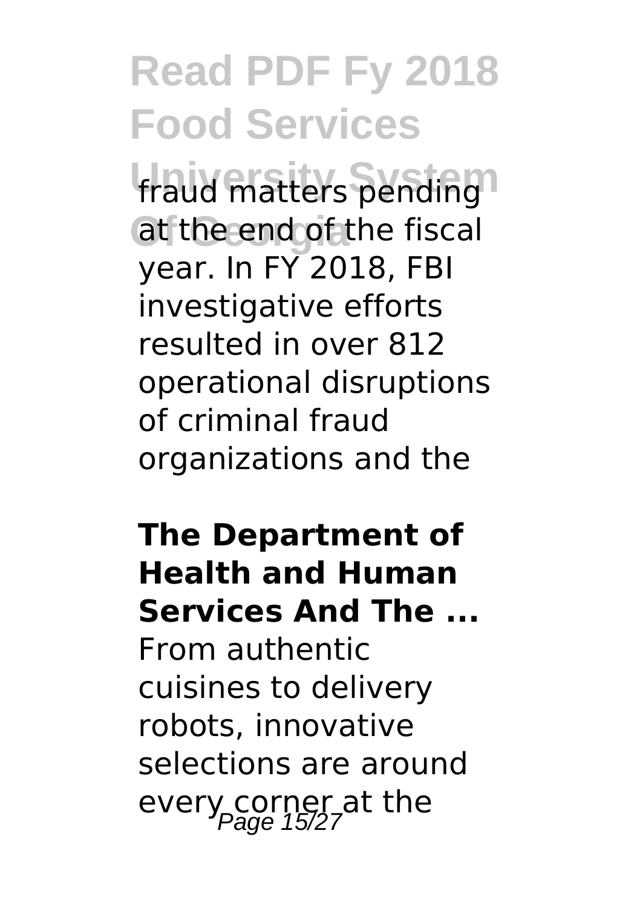fraud matters pending at the end of the fiscal year. In FY 2018, FBI investigative efforts resulted in over 812 operational disruptions of criminal fraud organizations and the

**The Department of Health and Human Services And The ...**

From authentic cuisines to delivery robots, innovative selections are around every corner at the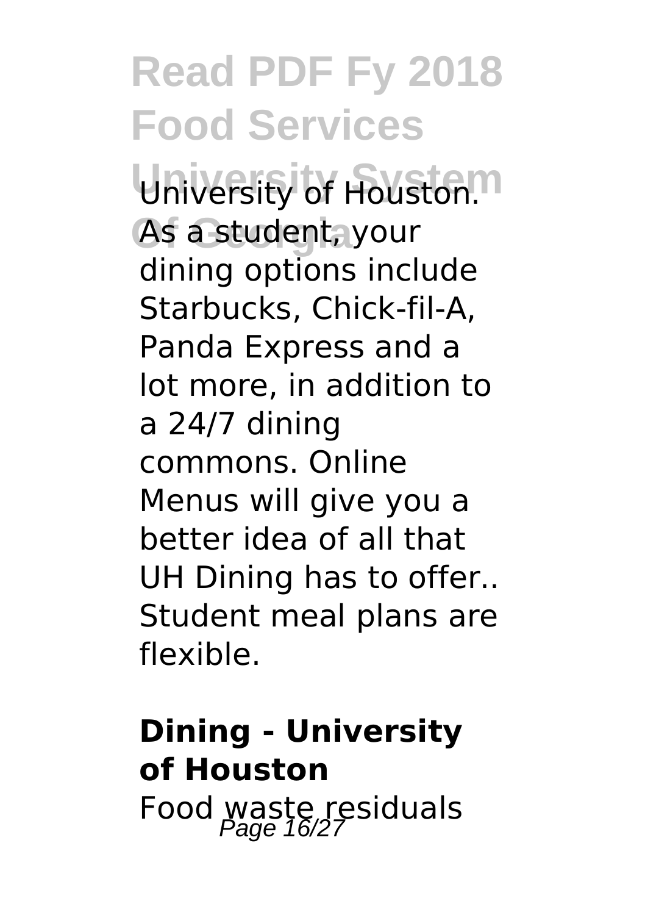University of Houston. As a student, your dining options include Starbucks, Chick-fil-A, Panda Express and a lot more, in addition to a 24/7 dining commons. Online Menus will give you a better idea of all that UH Dining has to offer.. Student meal plans are flexible.

## Dining - University of Houston

Food waste residuals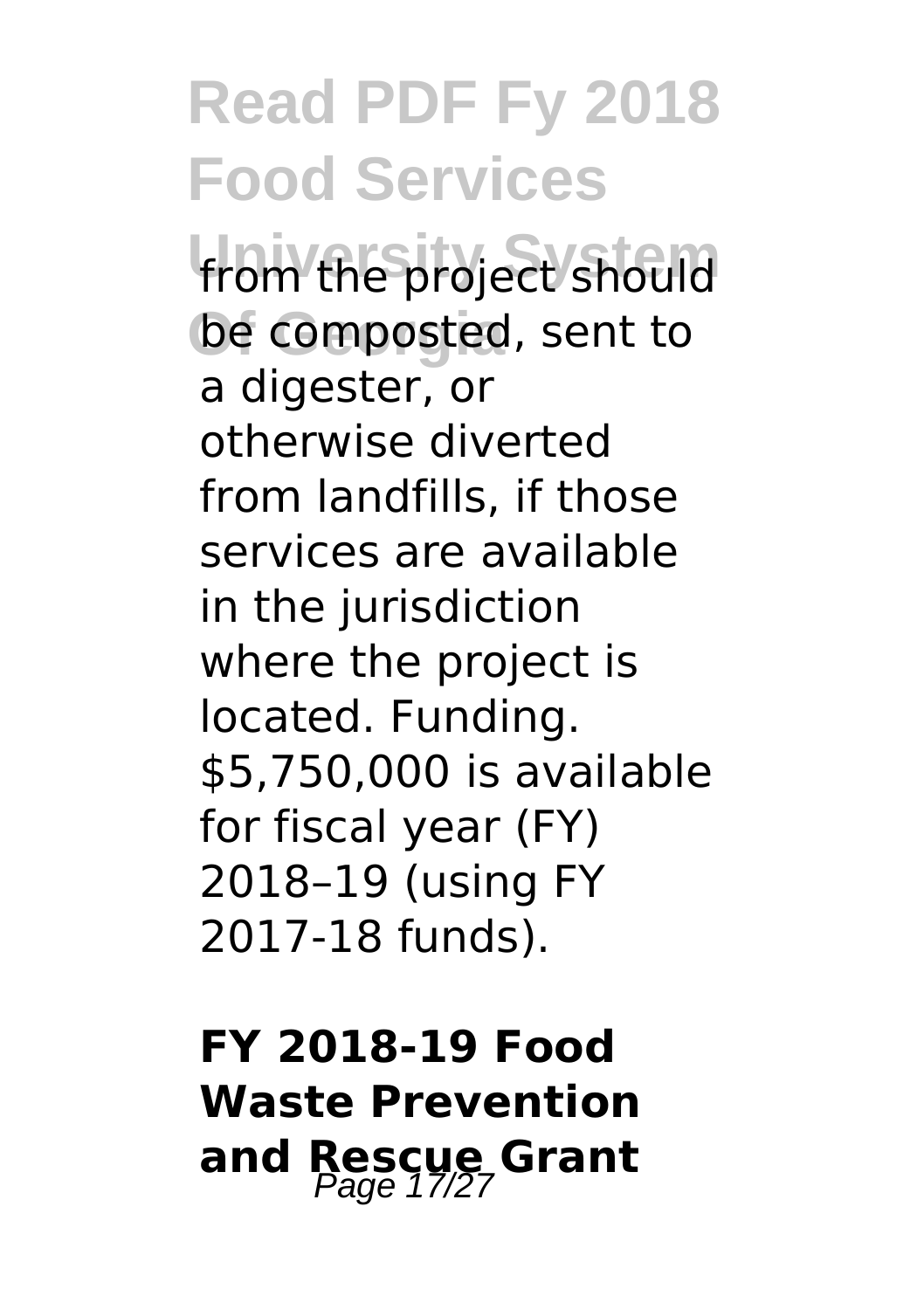from the project should be composted, sent to a digester, or otherwise diverted from landfills, if those services are available in the jurisdiction where the project is located. Funding. $5,750,000 is available for fiscal year (FY) 2018–19 (using FY 2017-18 funds).

## FY 2018-19 Food Waste Prevention and Rescue Grant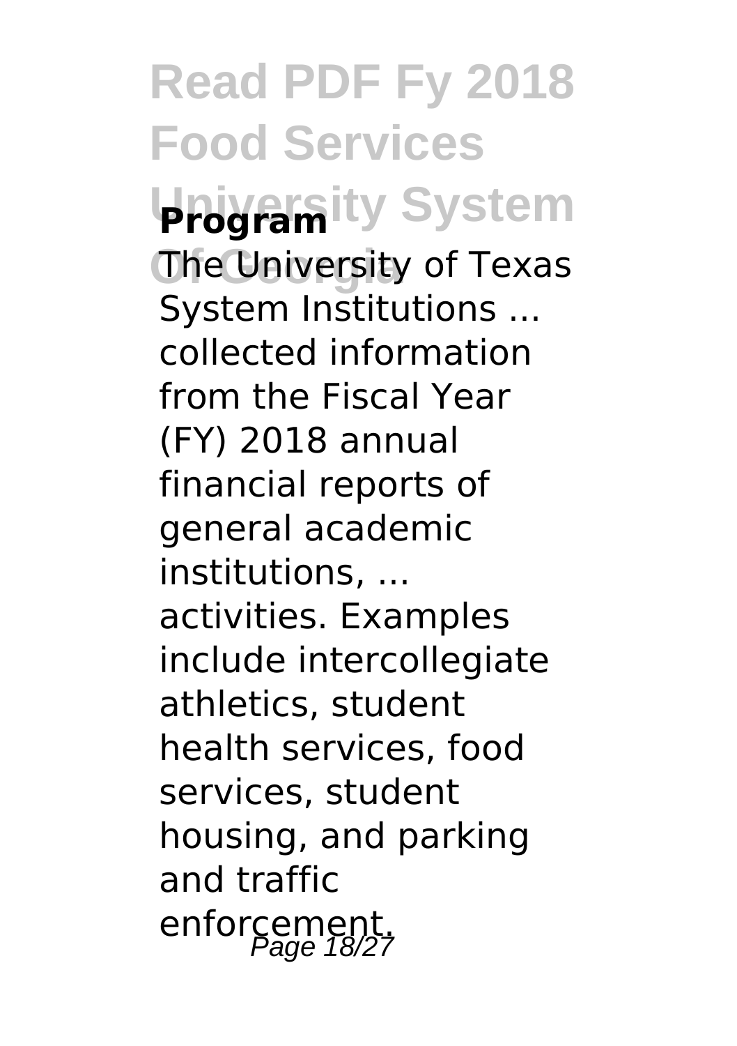**Program**

The University of Texas System Institutions ... collected information from the Fiscal Year (FY) 2018 annual financial reports of general academic institutions, ... activities. Examples include intercollegiate athletics, student health services, food services, student housing, and parking and traffic enforcement.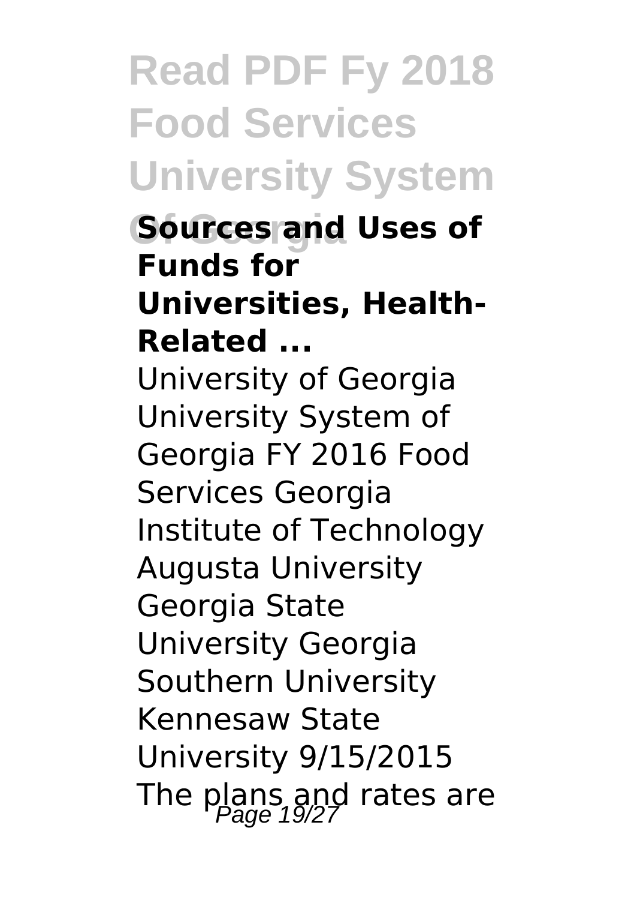### Sources and Uses of Funds for Universities, Health-Related ...

University of Georgia University System of Georgia FY 2016 Food Services Georgia Institute of Technology Augusta University Georgia State University Georgia Southern University Kennesaw State University 9/15/2015 The plans and rates are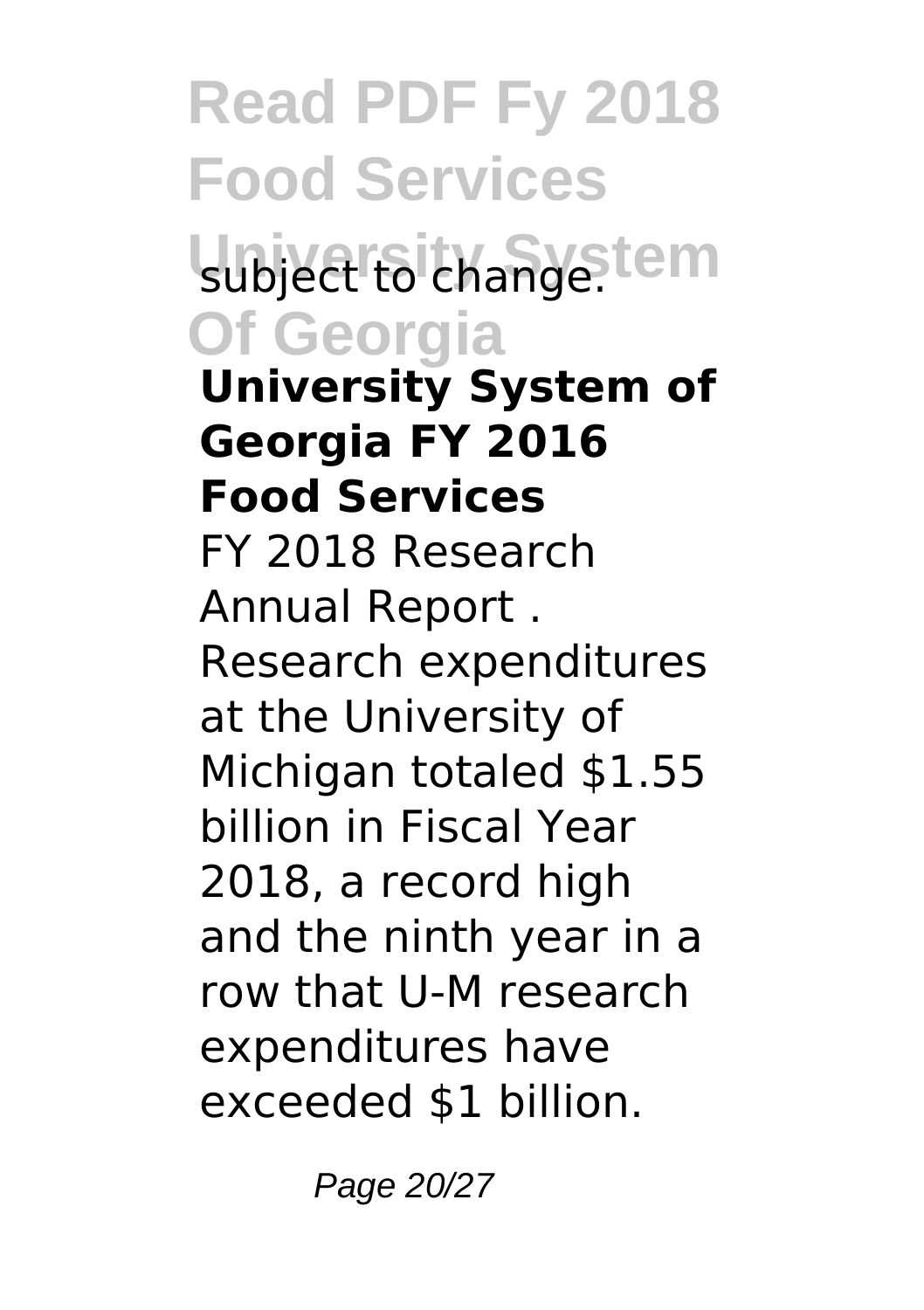subject to change.

**University System of Georgia FY 2016 Food Services**

FY 2018 Research Annual Report . Research expenditures at the University of Michigan totaled $1.55 billion in Fiscal Year 2018, a record high and the ninth year in a row that U-M research expenditures have exceeded $1 billion.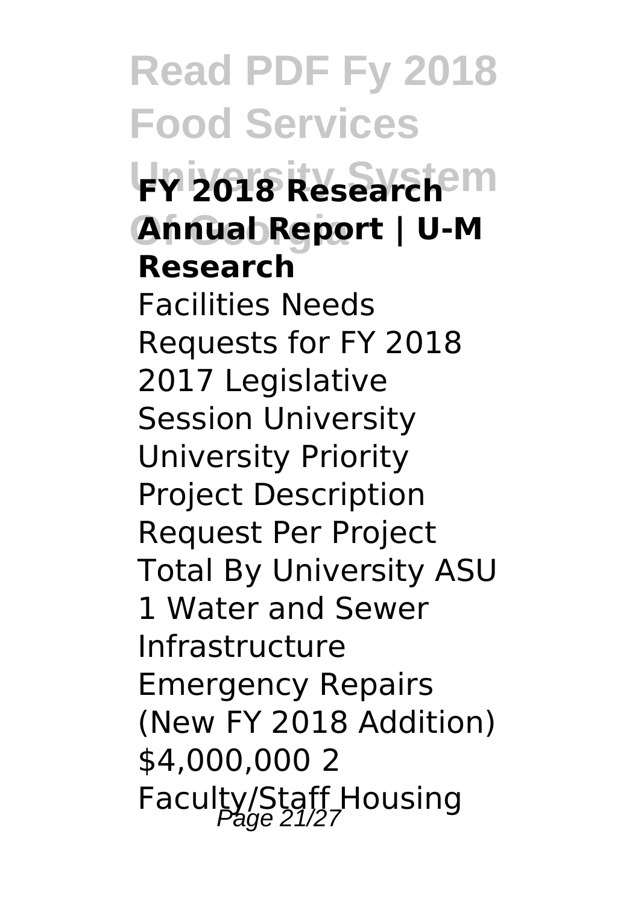## FY 2018 Research Annual Report | U-M Research

Facilities Needs Requests for FY 2018 2017 Legislative Session University University Priority Project Description Request Per Project Total By University ASU 1 Water and Sewer Infrastructure Emergency Repairs (New FY 2018 Addition) $4,000,000 2 Faculty/Staff Housing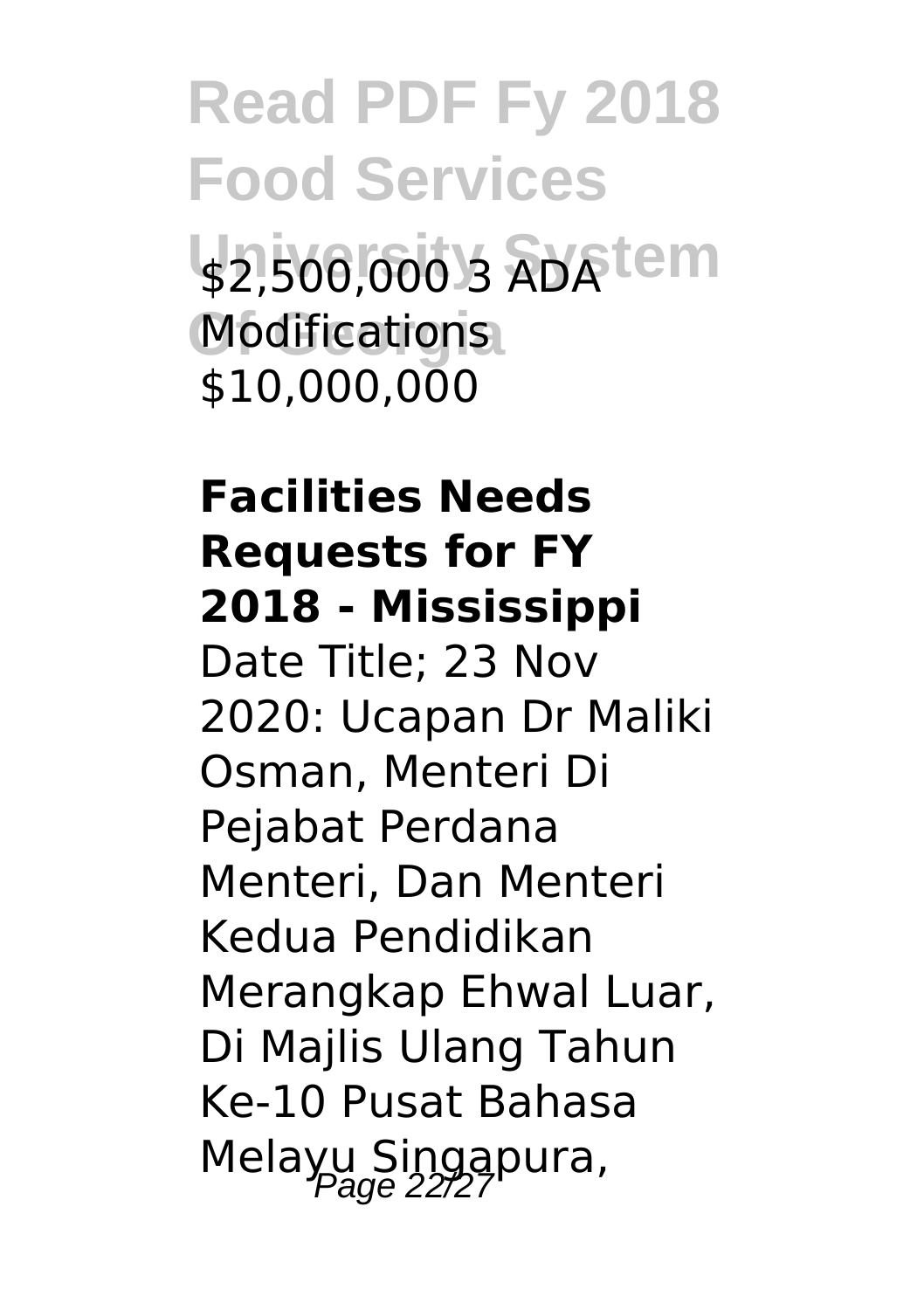$2,500,000 3 ADA Modifications $10,000,000

**Facilities Needs Requests for FY 2018 - Mississippi**

Date Title; 23 Nov 2020: Ucapan Dr Maliki Osman, Menteri Di Pejabat Perdana Menteri, Dan Menteri Kedua Pendidikan Merangkap Ehwal Luar, Di Majlis Ulang Tahun Ke-10 Pusat Bahasa Melayu Singapura,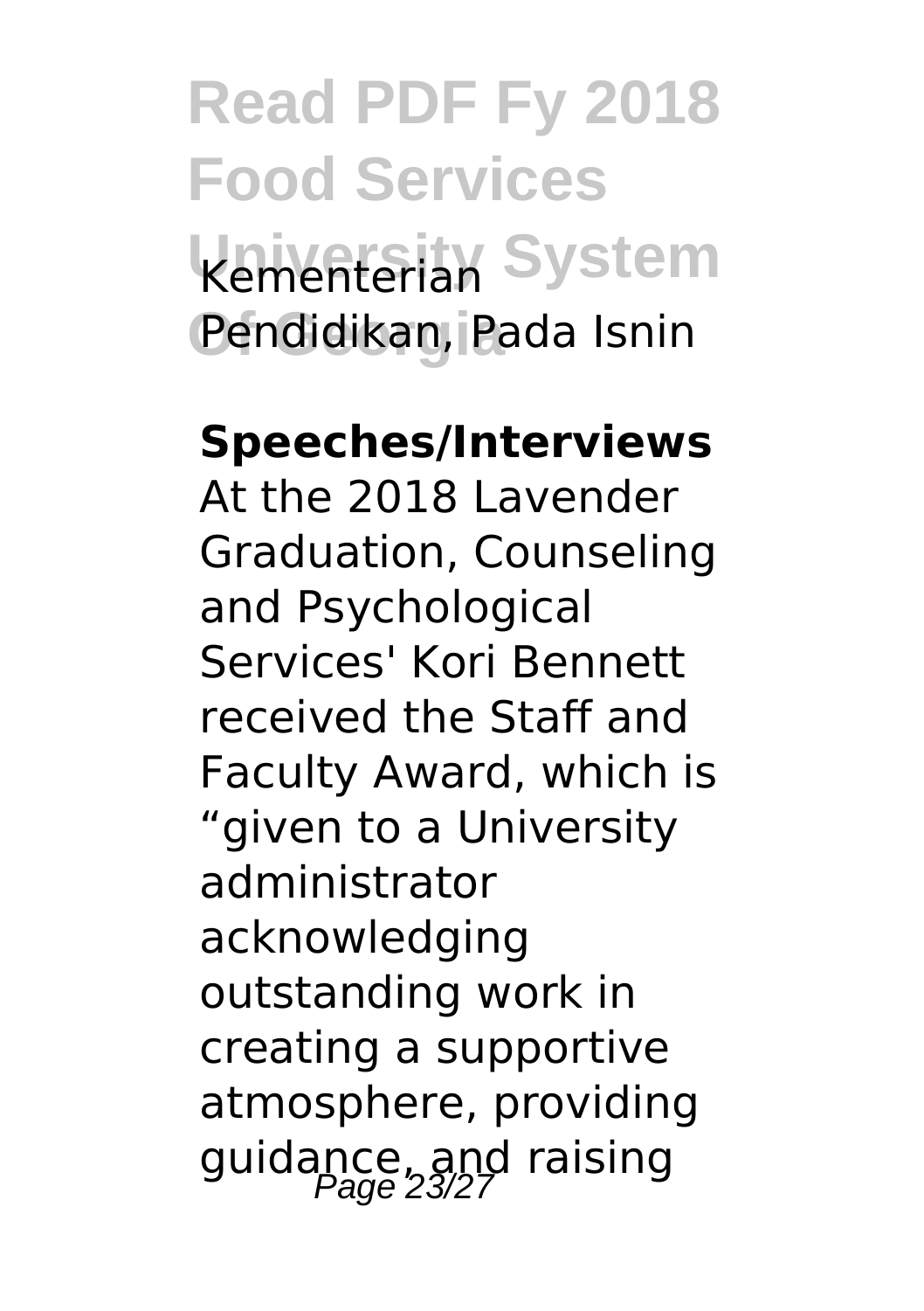Kementerian Pendidikan, Pada Isnin

**Speeches/Interviews**

At the 2018 Lavender Graduation, Counseling and Psychological Services' Kori Bennett received the Staff and Faculty Award, which is "given to a University administrator acknowledging outstanding work in creating a supportive atmosphere, providing guidance, and raising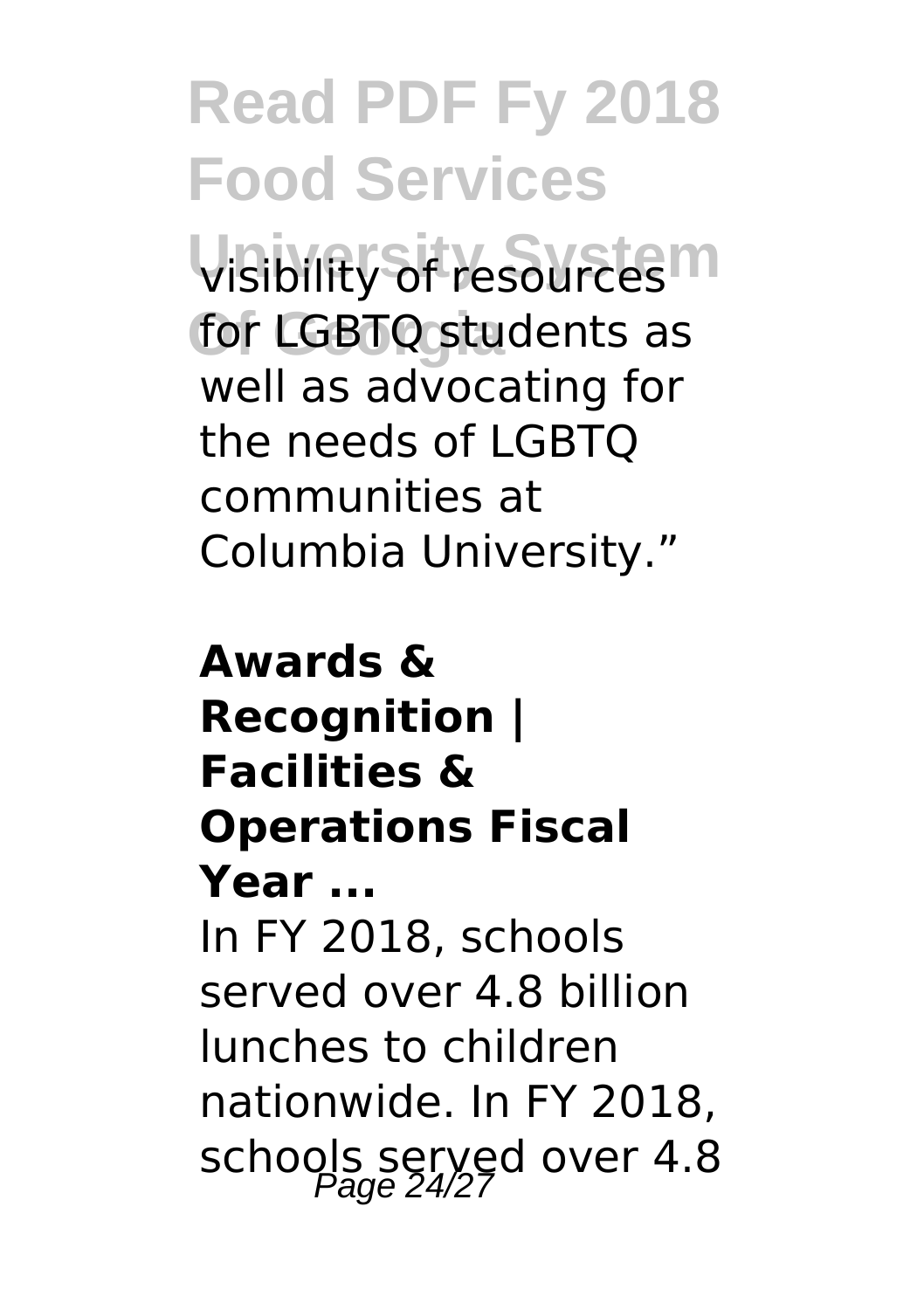visibility of resources for LGBTQ students as well as advocating for the needs of LGBTQ communities at Columbia University."

**Awards & Recognition | Facilities & Operations Fiscal Year ...**

In FY 2018, schools served over 4.8 billion lunches to children nationwide. In FY 2018, schools served over 4.8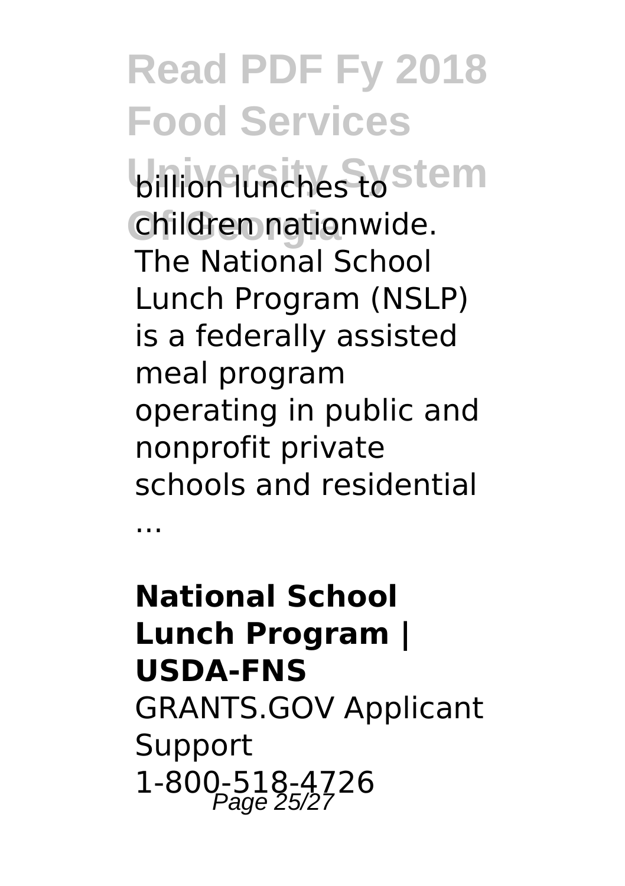billion lunches to children nationwide. The National School Lunch Program (NSLP) is a federally assisted meal program operating in public and nonprofit private schools and residential ...

**National School Lunch Program | USDA-FNS**

GRANTS.GOV Applicant Support 1-800-518-4726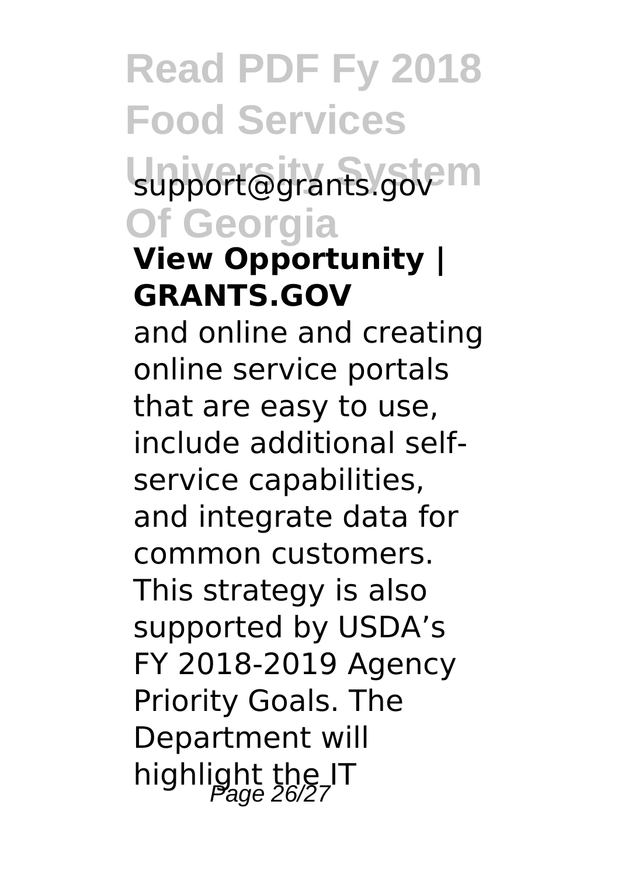support@grants.gov

**View Opportunity | GRANTS.GOV**

and online and creating online service portals that are easy to use, include additional self-service capabilities, and integrate data for common customers. This strategy is also supported by USDA's FY 2018-2019 Agency Priority Goals. The Department will highlight the IT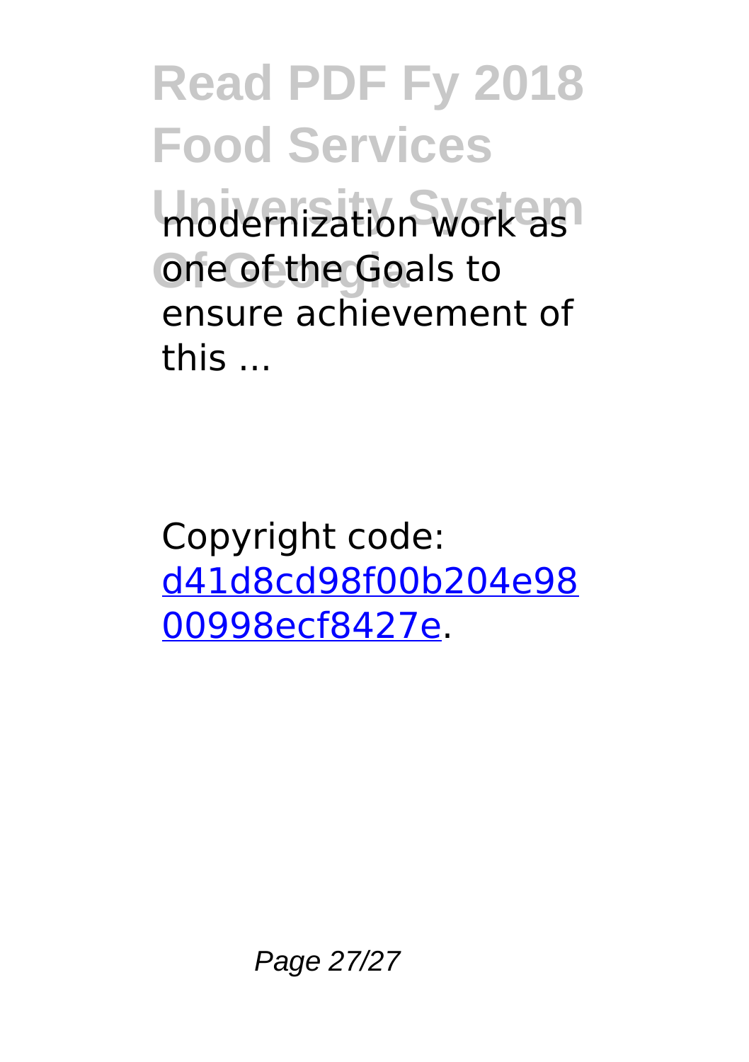modernization work as one of the Goals to ensure achievement of this ...

Copyright code: [d41d8cd98f00b204e9800998ecf8427e](d41d8cd98f00b204e9800998ecf8427e).